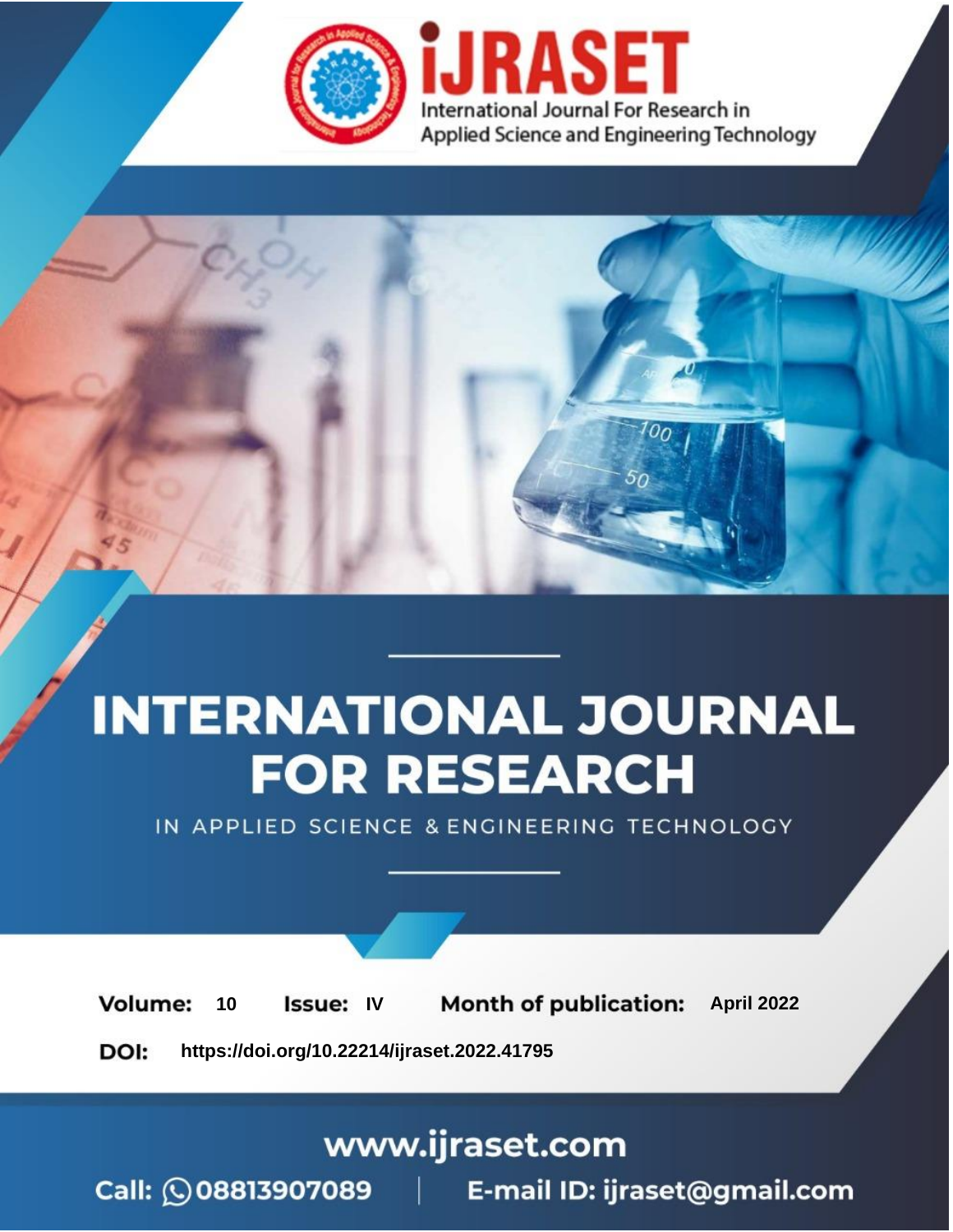# iJRASET

International Journal For Research in Applied Science and Engineering Technology

# INTERNATIONAL JOURNAL FOR RESEARCH

IN APPLIED SCIENCE & ENGINEERING TECHNOLOGY

**Volume:** 10 **Issue:** IV **Month of publication:** April 2022

**DOI:** https://doi.org/10.22214/ijraset.2022.41795

www.ijraset.com

Call: 08813907089 | E-mail ID: ijraset@gmail.com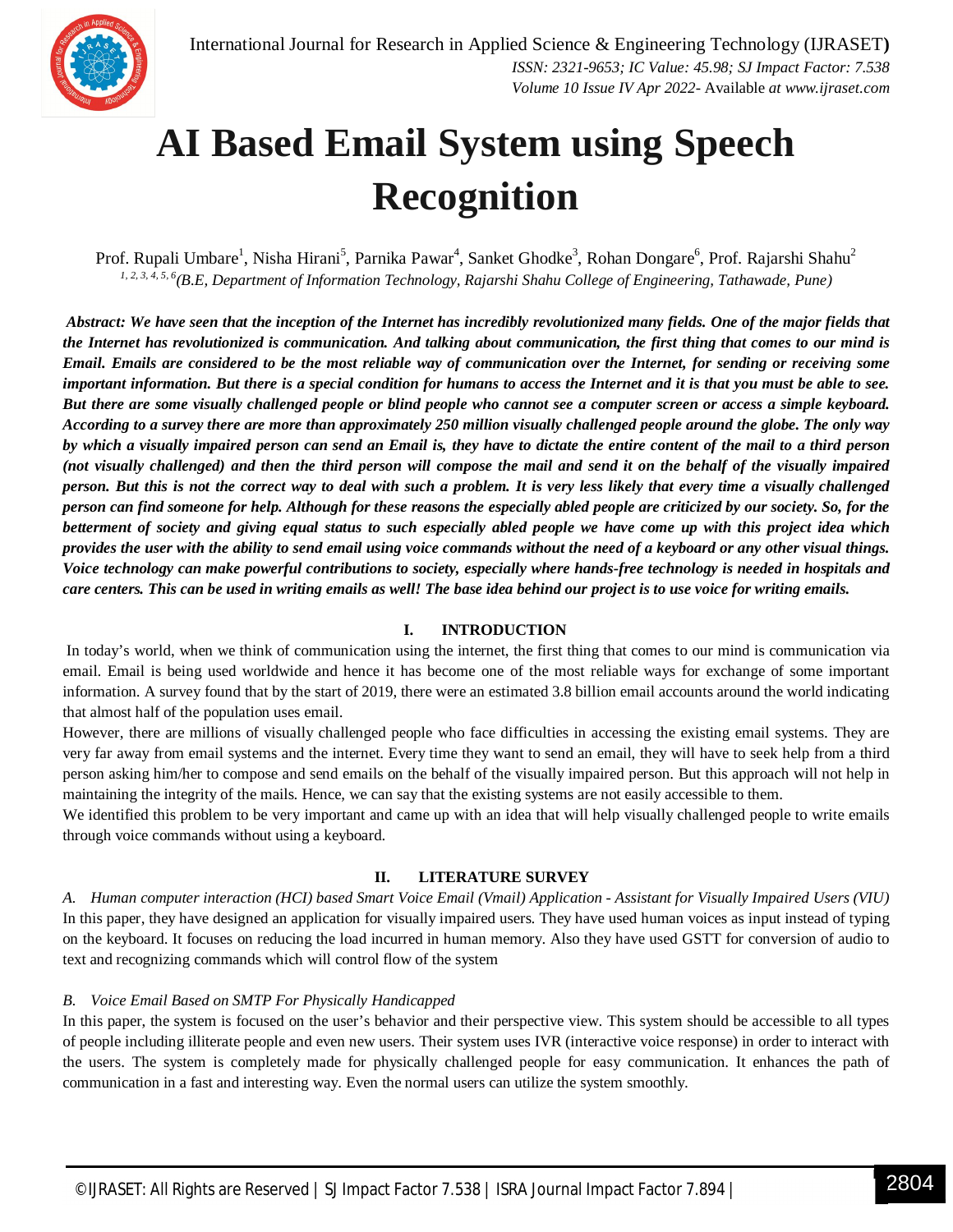# AI Based Email System using Speech Recognition

Prof. Rupali Umbare[1], Nisha Hirani[5], Parnika Pawar[4], Sanket Ghodke[3], Rohan Dongare[6], Prof. Rajarshi Shahu[2]

[1, 2, 3, 4, 5, 6] *(B.E, Department of Information Technology, Rajarshi Shahu College of Engineering, Tathawade, Pune)*

***Abstract: We have seen that the inception of the Internet has incredibly revolutionized many fields. One of the major fields that the Internet has revolutionized is communication. And talking about communication, the first thing that comes to our mind is Email. Emails are considered to be the most reliable way of communication over the Internet, for sending or receiving some important information. But there is a special condition for humans to access the Internet and it is that you must be able to see. But there are some visually challenged people or blind people who cannot see a computer screen or access a simple keyboard. According to a survey there are more than approximately 250 million visually challenged people around the globe. The only way by which a visually impaired person can send an Email is, they have to dictate the entire content of the mail to a third person (not visually challenged) and then the third person will compose the mail and send it on the behalf of the visually impaired person. But this is not the correct way to deal with such a problem. It is very less likely that every time a visually challenged person can find someone for help. Although for these reasons the especially abled people are criticized by our society. So, for the betterment of society and giving equal status to such especially abled people we have come up with this project idea which provides the user with the ability to send email using voice commands without the need of a keyboard or any other visual things. Voice technology can make powerful contributions to society, especially where hands-free technology is needed in hospitals and care centers. This can be used in writing emails as well! The base idea behind our project is to use voice for writing emails.***

## I. INTRODUCTION

In today's world, when we think of communication using the internet, the first thing that comes to our mind is communication via email. Email is being used worldwide and hence it has become one of the most reliable ways for exchange of some important information. A survey found that by the start of 2019, there were an estimated 3.8 billion email accounts around the world indicating that almost half of the population uses email.

However, there are millions of visually challenged people who face difficulties in accessing the existing email systems. They are very far away from email systems and the internet. Every time they want to send an email, they will have to seek help from a third person asking him/her to compose and send emails on the behalf of the visually impaired person. But this approach will not help in maintaining the integrity of the mails. Hence, we can say that the existing systems are not easily accessible to them.

We identified this problem to be very important and came up with an idea that will help visually challenged people to write emails through voice commands without using a keyboard.

## II. LITERATURE SURVEY

### *A. Human computer interaction (HCI) based Smart Voice Email (Vmail) Application - Assistant for Visually Impaired Users (VIU)*

In this paper, they have designed an application for visually impaired users. They have used human voices as input instead of typing on the keyboard. It focuses on reducing the load incurred in human memory. Also they have used GSTT for conversion of audio to text and recognizing commands which will control flow of the system

### *B. Voice Email Based on SMTP For Physically Handicapped*

In this paper, the system is focused on the user's behavior and their perspective view. This system should be accessible to all types of people including illiterate people and even new users. Their system uses IVR (interactive voice response) in order to interact with the users. The system is completely made for physically challenged people for easy communication. It enhances the path of communication in a fast and interesting way. Even the normal users can utilize the system smoothly.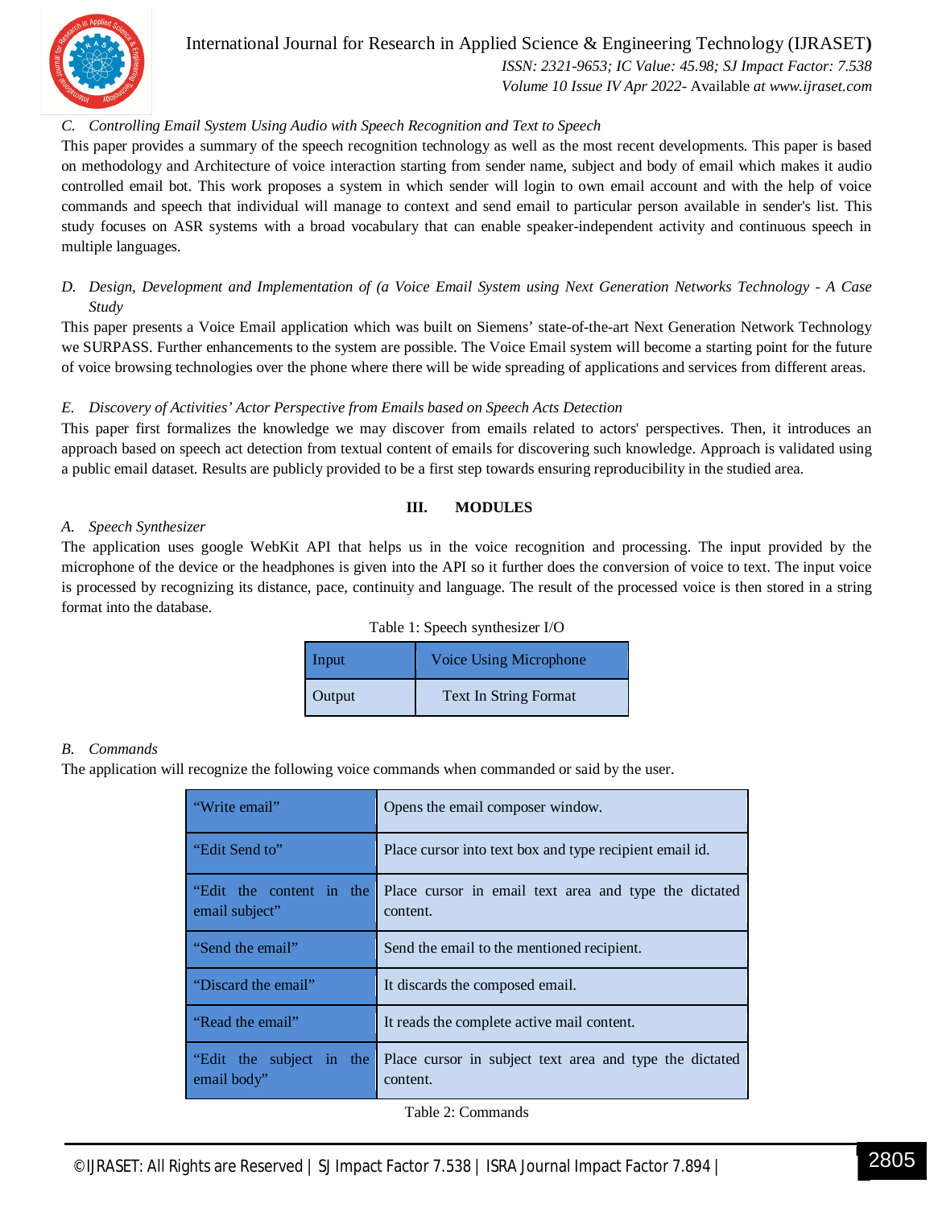### C. Controlling Email System Using Audio with Speech Recognition and Text to Speech

This paper provides a summary of the speech recognition technology as well as the most recent developments. This paper is based on methodology and Architecture of voice interaction starting from sender name, subject and body of email which makes it audio controlled email bot. This work proposes a system in which sender will login to own email account and with the help of voice commands and speech that individual will manage to context and send email to particular person available in sender's list. This study focuses on ASR systems with a broad vocabulary that can enable speaker-independent activity and continuous speech in multiple languages.

### D. Design, Development and Implementation of (a Voice Email System using Next Generation Networks Technology - A Case Study

This paper presents a Voice Email application which was built on Siemens' state-of-the-art Next Generation Network Technology we SURPASS. Further enhancements to the system are possible. The Voice Email system will become a starting point for the future of voice browsing technologies over the phone where there will be wide spreading of applications and services from different areas.

### E. Discovery of Activities' Actor Perspective from Emails based on Speech Acts Detection

This paper first formalizes the knowledge we may discover from emails related to actors' perspectives. Then, it introduces an approach based on speech act detection from textual content of emails for discovering such knowledge. Approach is validated using a public email dataset. Results are publicly provided to be a first step towards ensuring reproducibility in the studied area.

## III. MODULES

### A. Speech Synthesizer

The application uses google WebKit API that helps us in the voice recognition and processing. The input provided by the microphone of the device or the headphones is given into the API so it further does the conversion of voice to text. The input voice is processed by recognizing its distance, pace, continuity and language. The result of the processed voice is then stored in a string format into the database.

Table 1: Speech synthesizer I/O

| Input | Voice Using Microphone |
|---|---|
| Output | Text In String Format |

### B. Commands

The application will recognize the following voice commands when commanded or said by the user.

| "Write email" | Opens the email composer window. |
|---|---|
| "Edit Send to" | Place cursor into text box and type recipient email id. |
| "Edit the content in the email subject" | Place cursor in email text area and type the dictated content. |
| "Send the email" | Send the email to the mentioned recipient. |
| "Discard the email" | It discards the composed email. |
| "Read the email" | It reads the complete active mail content. |
| "Edit the subject in the email body" | Place cursor in subject text area and type the dictated content. |

Table 2: Commands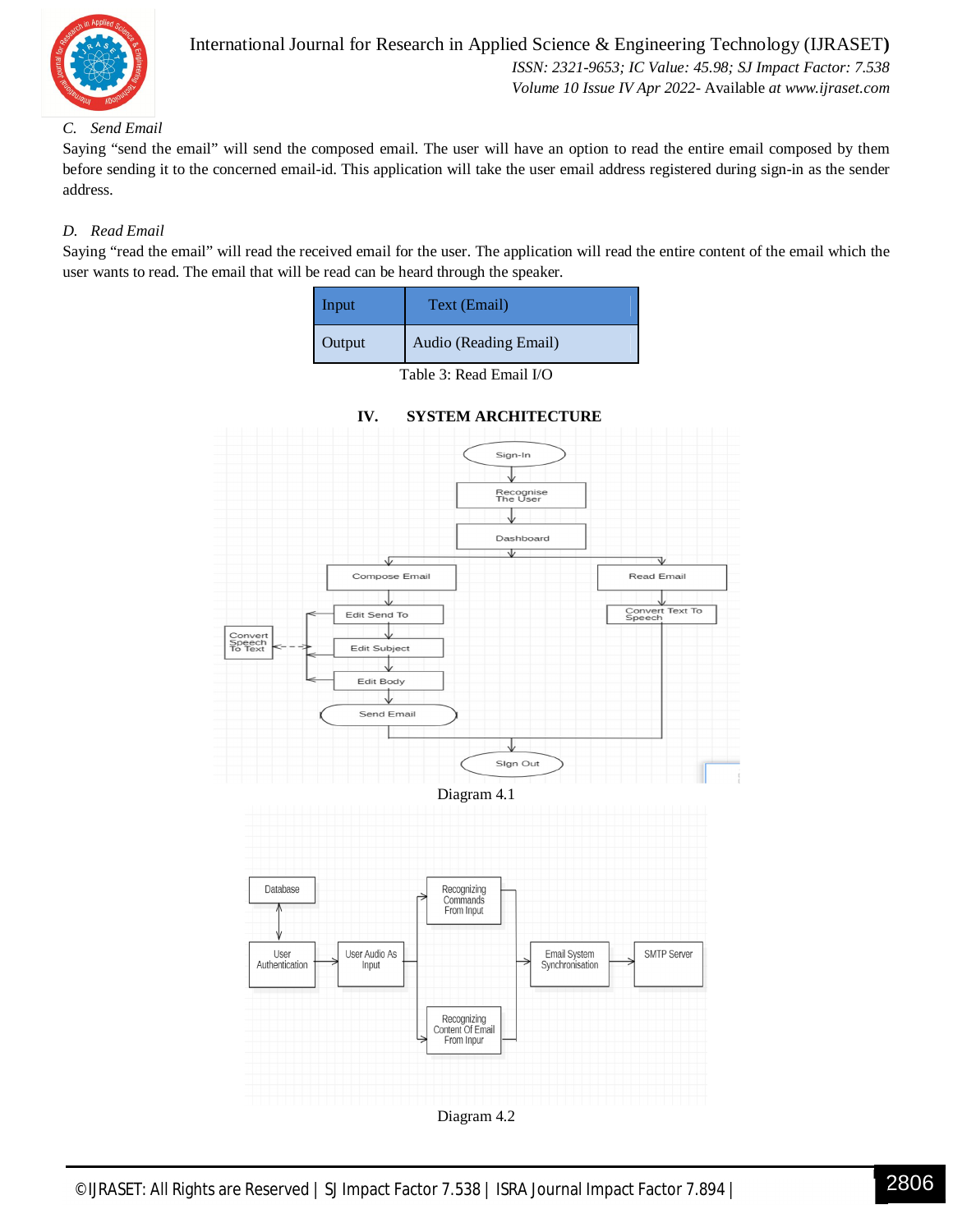### C. Send Email

Saying "send the email" will send the composed email. The user will have an option to read the entire email composed by them before sending it to the concerned email-id. This application will take the user email address registered during sign-in as the sender address.

### D. Read Email

Saying "read the email" will read the received email for the user. The application will read the entire content of the email which the user wants to read. The email that will be read can be heard through the speaker.

| Input | Text (Email) |
|---|---|
| Output | Audio (Reading Email) |

Table 3: Read Email I/O

## IV. SYSTEM ARCHITECTURE

Diagram 4.1

Diagram 4.2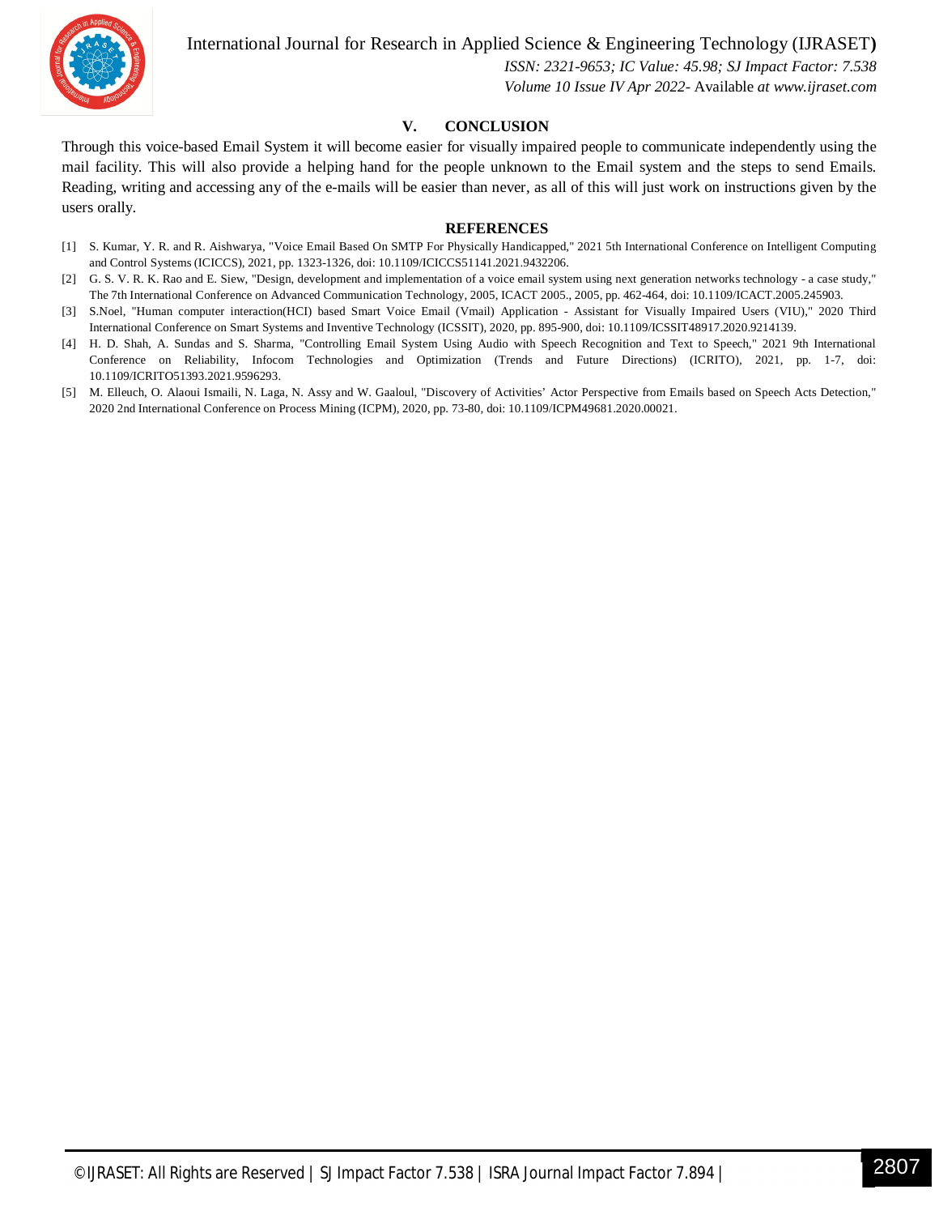## V. CONCLUSION

Through this voice-based Email System it will become easier for visually impaired people to communicate independently using the mail facility. This will also provide a helping hand for the people unknown to the Email system and the steps to send Emails. Reading, writing and accessing any of the e-mails will be easier than never, as all of this will just work on instructions given by the users orally.

## REFERENCES

[1] S. Kumar, Y. R. and R. Aishwarya, "Voice Email Based On SMTP For Physically Handicapped," 2021 5th International Conference on Intelligent Computing and Control Systems (ICICCS), 2021, pp. 1323-1326, doi: 10.1109/ICICCS51141.2021.9432206.

[2] G. S. V. R. K. Rao and E. Siew, "Design, development and implementation of a voice email system using next generation networks technology - a case study," The 7th International Conference on Advanced Communication Technology, 2005, ICACT 2005., 2005, pp. 462-464, doi: 10.1109/ICACT.2005.245903.

[3] S.Noel, "Human computer interaction(HCI) based Smart Voice Email (Vmail) Application - Assistant for Visually Impaired Users (VIU)," 2020 Third International Conference on Smart Systems and Inventive Technology (ICSSIT), 2020, pp. 895-900, doi: 10.1109/ICSSIT48917.2020.9214139.

[4] H. D. Shah, A. Sundas and S. Sharma, "Controlling Email System Using Audio with Speech Recognition and Text to Speech," 2021 9th International Conference on Reliability, Infocom Technologies and Optimization (Trends and Future Directions) (ICRITO), 2021, pp. 1-7, doi: 10.1109/ICRITO51393.2021.9596293.

[5] M. Elleuch, O. Alaoui Ismaili, N. Laga, N. Assy and W. Gaaloul, "Discovery of Activities' Actor Perspective from Emails based on Speech Acts Detection," 2020 2nd International Conference on Process Mining (ICPM), 2020, pp. 73-80, doi: 10.1109/ICPM49681.2020.00021.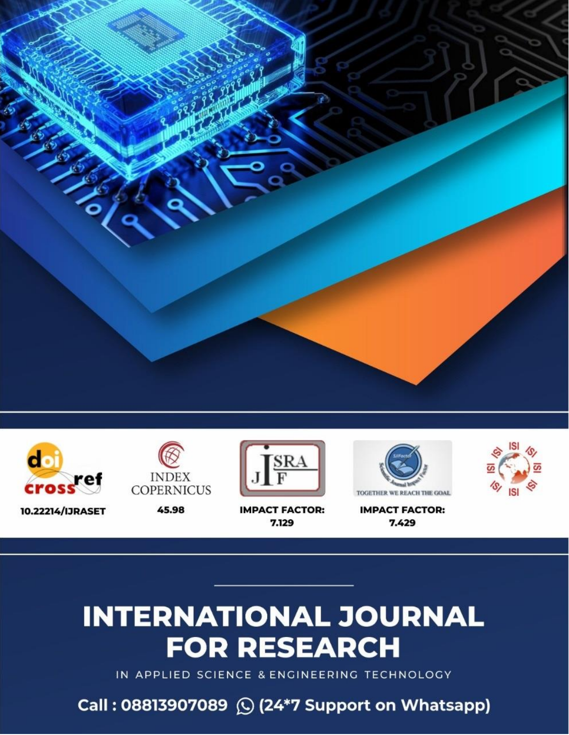10.22214/IJRASET

INDEX COPERNICUS

45.98

IMPACT FACTOR: 7.129

IMPACT FACTOR: 7.429

TOGETHER WE REACH THE GOAL

# INTERNATIONAL JOURNAL FOR RESEARCH

IN APPLIED SCIENCE & ENGINEERING TECHNOLOGY

Call : 08813907089 (24*7 Support on Whatsapp)